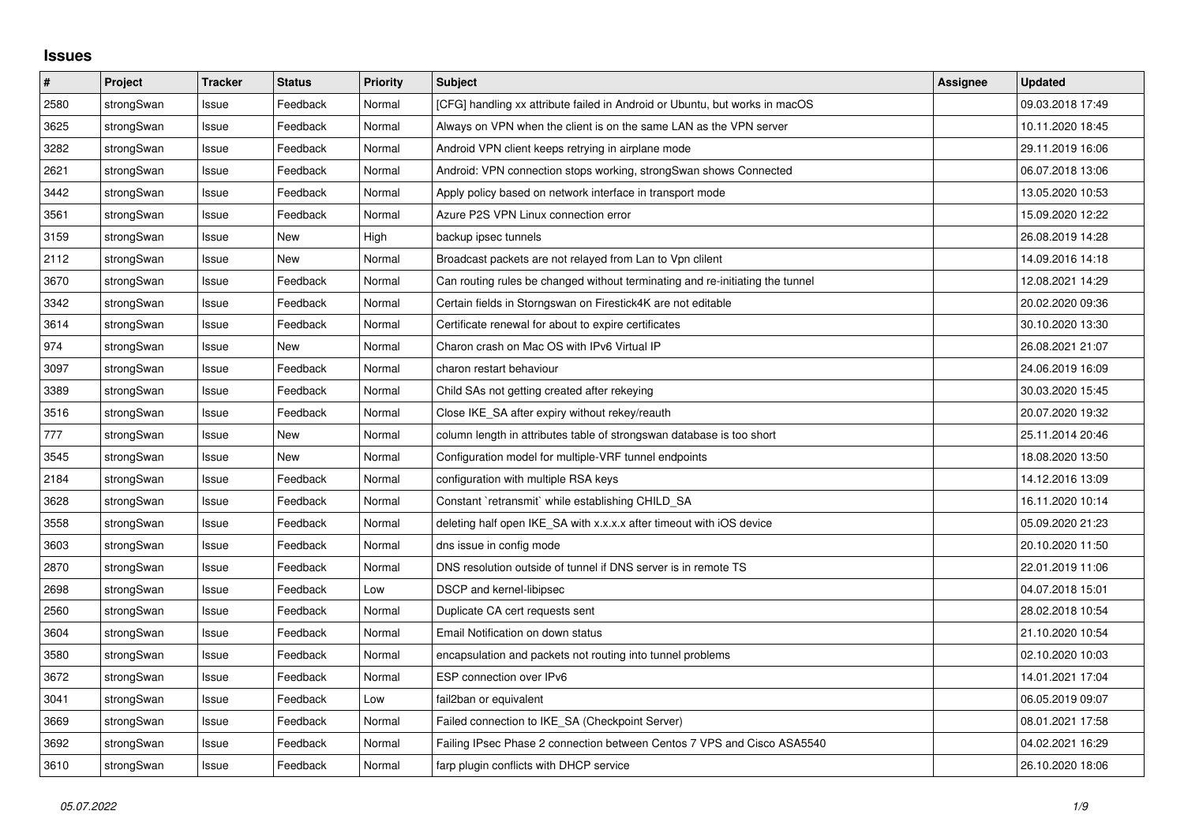# Issues

| # | Project | Tracker | Status | Priority | Subject | Assignee | Updated |
|---|---|---|---|---|---|---|---|
| 2580 | strongSwan | Issue | Feedback | Normal | [CFG] handling xx attribute failed in Android or Ubuntu, but works in macOS | | 09.03.2018 17:49 |
| 3625 | strongSwan | Issue | Feedback | Normal | Always on VPN when the client is on the same LAN as the VPN server | | 10.11.2020 18:45 |
| 3282 | strongSwan | Issue | Feedback | Normal | Android VPN client keeps retrying in airplane mode | | 29.11.2019 16:06 |
| 2621 | strongSwan | Issue | Feedback | Normal | Android: VPN connection stops working, strongSwan shows Connected | | 06.07.2018 13:06 |
| 3442 | strongSwan | Issue | Feedback | Normal | Apply policy based on network interface in transport mode | | 13.05.2020 10:53 |
| 3561 | strongSwan | Issue | Feedback | Normal | Azure P2S VPN Linux connection error | | 15.09.2020 12:22 |
| 3159 | strongSwan | Issue | New | High | backup ipsec tunnels | | 26.08.2019 14:28 |
| 2112 | strongSwan | Issue | New | Normal | Broadcast packets are not relayed from Lan to Vpn clilent | | 14.09.2016 14:18 |
| 3670 | strongSwan | Issue | Feedback | Normal | Can routing rules be changed without terminating and re-initiating the tunnel | | 12.08.2021 14:29 |
| 3342 | strongSwan | Issue | Feedback | Normal | Certain fields in Storngswan on Firestick4K are not editable | | 20.02.2020 09:36 |
| 3614 | strongSwan | Issue | Feedback | Normal | Certificate renewal for about to expire certificates | | 30.10.2020 13:30 |
| 974 | strongSwan | Issue | New | Normal | Charon crash on Mac OS with IPv6 Virtual IP | | 26.08.2021 21:07 |
| 3097 | strongSwan | Issue | Feedback | Normal | charon restart behaviour | | 24.06.2019 16:09 |
| 3389 | strongSwan | Issue | Feedback | Normal | Child SAs not getting created after rekeying | | 30.03.2020 15:45 |
| 3516 | strongSwan | Issue | Feedback | Normal | Close IKE_SA after expiry without rekey/reauth | | 20.07.2020 19:32 |
| 777 | strongSwan | Issue | New | Normal | column length in attributes table of strongswan database is too short | | 25.11.2014 20:46 |
| 3545 | strongSwan | Issue | New | Normal | Configuration model for multiple-VRF tunnel endpoints | | 18.08.2020 13:50 |
| 2184 | strongSwan | Issue | Feedback | Normal | configuration with multiple RSA keys | | 14.12.2016 13:09 |
| 3628 | strongSwan | Issue | Feedback | Normal | Constant `retransmit` while establishing CHILD_SA | | 16.11.2020 10:14 |
| 3558 | strongSwan | Issue | Feedback | Normal | deleting half open IKE_SA with x.x.x.x after timeout with iOS device | | 05.09.2020 21:23 |
| 3603 | strongSwan | Issue | Feedback | Normal | dns issue in config mode | | 20.10.2020 11:50 |
| 2870 | strongSwan | Issue | Feedback | Normal | DNS resolution outside of tunnel if DNS server is in remote TS | | 22.01.2019 11:06 |
| 2698 | strongSwan | Issue | Feedback | Low | DSCP and kernel-libipsec | | 04.07.2018 15:01 |
| 2560 | strongSwan | Issue | Feedback | Normal | Duplicate CA cert requests sent | | 28.02.2018 10:54 |
| 3604 | strongSwan | Issue | Feedback | Normal | Email Notification on down status | | 21.10.2020 10:54 |
| 3580 | strongSwan | Issue | Feedback | Normal | encapsulation and packets not routing into tunnel problems | | 02.10.2020 10:03 |
| 3672 | strongSwan | Issue | Feedback | Normal | ESP connection over IPv6 | | 14.01.2021 17:04 |
| 3041 | strongSwan | Issue | Feedback | Low | fail2ban or equivalent | | 06.05.2019 09:07 |
| 3669 | strongSwan | Issue | Feedback | Normal | Failed connection to IKE_SA (Checkpoint Server) | | 08.01.2021 17:58 |
| 3692 | strongSwan | Issue | Feedback | Normal | Failing IPsec Phase 2 connection between Centos 7 VPS and Cisco ASA5540 | | 04.02.2021 16:29 |
| 3610 | strongSwan | Issue | Feedback | Normal | farp plugin conflicts with DHCP service | | 26.10.2020 18:06 |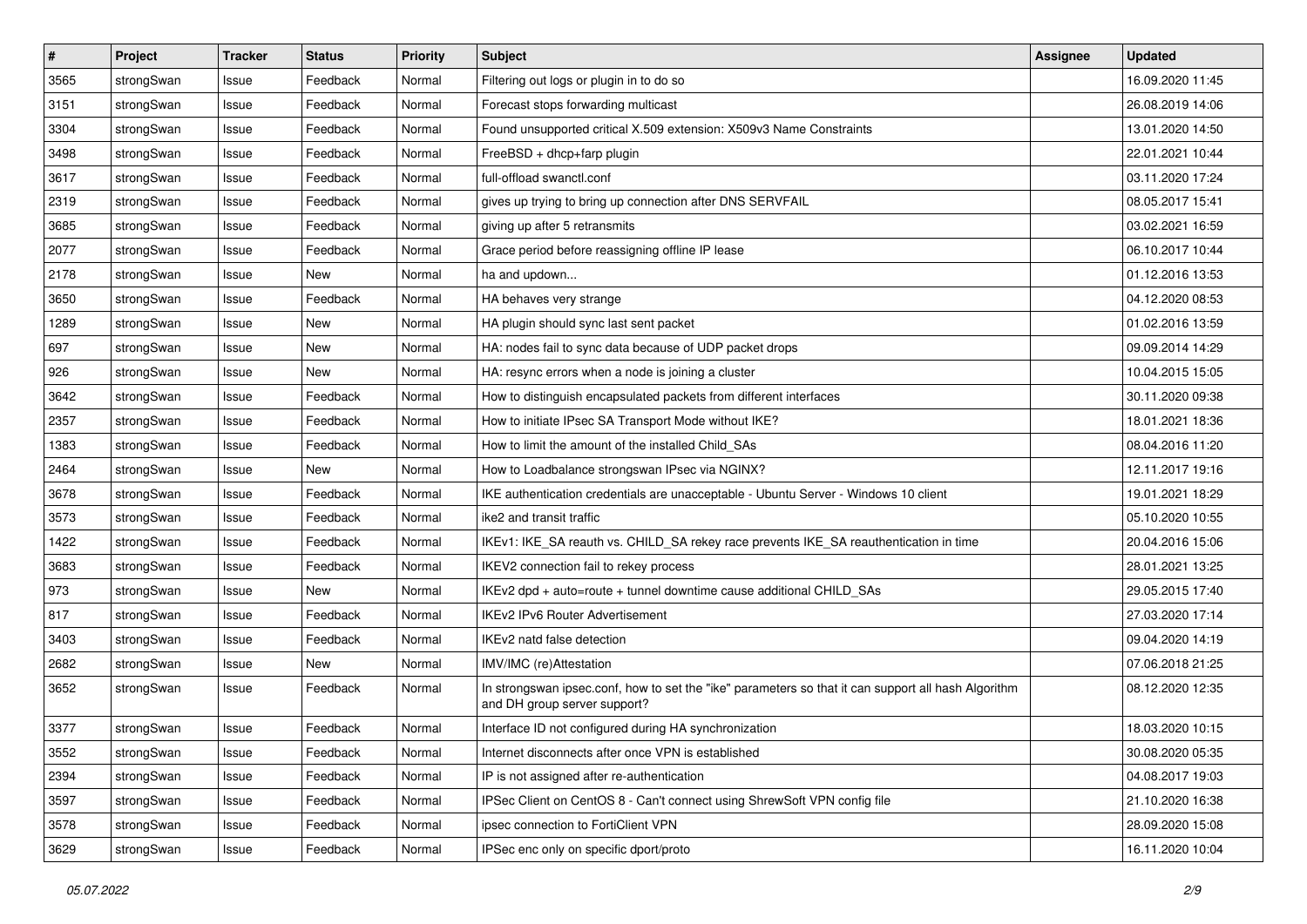| # | Project | Tracker | Status | Priority | Subject | Assignee | Updated |
|---|---|---|---|---|---|---|---|
| 3565 | strongSwan | Issue | Feedback | Normal | Filtering out logs or plugin in to do so | | 16.09.2020 11:45 |
| 3151 | strongSwan | Issue | Feedback | Normal | Forecast stops forwarding multicast | | 26.08.2019 14:06 |
| 3304 | strongSwan | Issue | Feedback | Normal | Found unsupported critical X.509 extension: X509v3 Name Constraints | | 13.01.2020 14:50 |
| 3498 | strongSwan | Issue | Feedback | Normal | FreeBSD + dhcp+farp plugin | | 22.01.2021 10:44 |
| 3617 | strongSwan | Issue | Feedback | Normal | full-offload swanctl.conf | | 03.11.2020 17:24 |
| 2319 | strongSwan | Issue | Feedback | Normal | gives up trying to bring up connection after DNS SERVFAIL | | 08.05.2017 15:41 |
| 3685 | strongSwan | Issue | Feedback | Normal | giving up after 5 retransmits | | 03.02.2021 16:59 |
| 2077 | strongSwan | Issue | Feedback | Normal | Grace period before reassigning offline IP lease | | 06.10.2017 10:44 |
| 2178 | strongSwan | Issue | New | Normal | ha and updown... | | 01.12.2016 13:53 |
| 3650 | strongSwan | Issue | Feedback | Normal | HA behaves very strange | | 04.12.2020 08:53 |
| 1289 | strongSwan | Issue | New | Normal | HA plugin should sync last sent packet | | 01.02.2016 13:59 |
| 697 | strongSwan | Issue | New | Normal | HA: nodes fail to sync data because of UDP packet drops | | 09.09.2014 14:29 |
| 926 | strongSwan | Issue | New | Normal | HA: resync errors when a node is joining a cluster | | 10.04.2015 15:05 |
| 3642 | strongSwan | Issue | Feedback | Normal | How to distinguish encapsulated packets from different interfaces | | 30.11.2020 09:38 |
| 2357 | strongSwan | Issue | Feedback | Normal | How to initiate IPsec SA Transport Mode without IKE? | | 18.01.2021 18:36 |
| 1383 | strongSwan | Issue | Feedback | Normal | How to limit the amount of the installed Child_SAs | | 08.04.2016 11:20 |
| 2464 | strongSwan | Issue | New | Normal | How to Loadbalance strongswan IPsec via NGINX? | | 12.11.2017 19:16 |
| 3678 | strongSwan | Issue | Feedback | Normal | IKE authentication credentials are unacceptable - Ubuntu Server - Windows 10 client | | 19.01.2021 18:29 |
| 3573 | strongSwan | Issue | Feedback | Normal | ike2 and transit traffic | | 05.10.2020 10:55 |
| 1422 | strongSwan | Issue | Feedback | Normal | IKEv1: IKE_SA reauth vs. CHILD_SA rekey race prevents IKE_SA reauthentication in time | | 20.04.2016 15:06 |
| 3683 | strongSwan | Issue | Feedback | Normal | IKEV2 connection fail to rekey process | | 28.01.2021 13:25 |
| 973 | strongSwan | Issue | New | Normal | IKEv2 dpd + auto=route + tunnel downtime cause additional CHILD_SAs | | 29.05.2015 17:40 |
| 817 | strongSwan | Issue | Feedback | Normal | IKEv2 IPv6 Router Advertisement | | 27.03.2020 17:14 |
| 3403 | strongSwan | Issue | Feedback | Normal | IKEv2 natd false detection | | 09.04.2020 14:19 |
| 2682 | strongSwan | Issue | New | Normal | IMV/IMC (re)Attestation | | 07.06.2018 21:25 |
| 3652 | strongSwan | Issue | Feedback | Normal | In strongswan ipsec.conf, how to set the "ike" parameters so that it can support all hash Algorithm and DH group server support? | | 08.12.2020 12:35 |
| 3377 | strongSwan | Issue | Feedback | Normal | Interface ID not configured during HA synchronization | | 18.03.2020 10:15 |
| 3552 | strongSwan | Issue | Feedback | Normal | Internet disconnects after once VPN is established | | 30.08.2020 05:35 |
| 2394 | strongSwan | Issue | Feedback | Normal | IP is not assigned after re-authentication | | 04.08.2017 19:03 |
| 3597 | strongSwan | Issue | Feedback | Normal | IPSec Client on CentOS 8 - Can't connect using ShrewSoft VPN config file | | 21.10.2020 16:38 |
| 3578 | strongSwan | Issue | Feedback | Normal | ipsec connection to FortiClient VPN | | 28.09.2020 15:08 |
| 3629 | strongSwan | Issue | Feedback | Normal | IPSec enc only on specific dport/proto | | 16.11.2020 10:04 |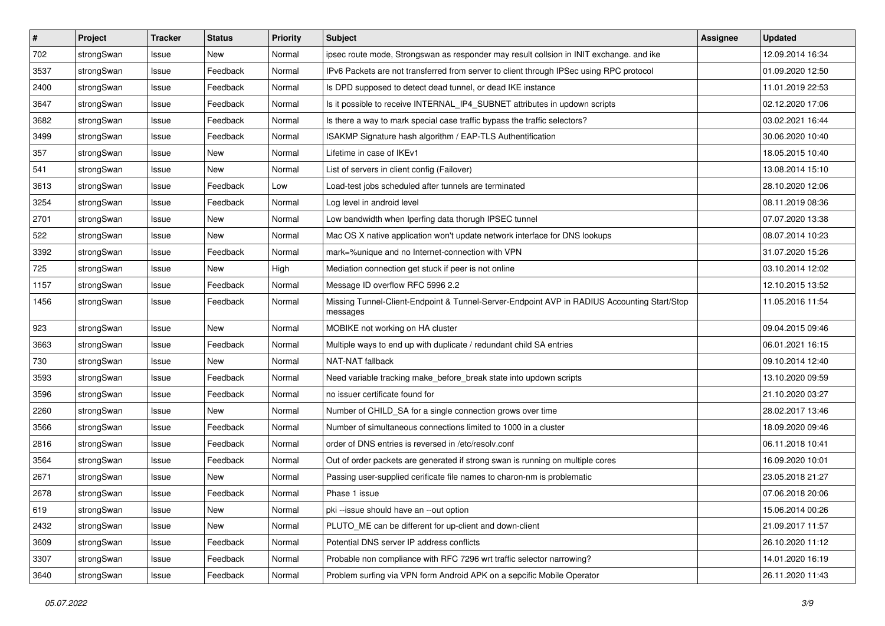| # | Project | Tracker | Status | Priority | Subject | Assignee | Updated |
|---|---|---|---|---|---|---|---|
| 702 | strongSwan | Issue | New | Normal | ipsec route mode, Strongswan as responder may result collsion in INIT exchange. and ike | | 12.09.2014 16:34 |
| 3537 | strongSwan | Issue | Feedback | Normal | IPv6 Packets are not transferred from server to client through IPSec using RPC protocol | | 01.09.2020 12:50 |
| 2400 | strongSwan | Issue | Feedback | Normal | Is DPD supposed to detect dead tunnel, or dead IKE instance | | 11.01.2019 22:53 |
| 3647 | strongSwan | Issue | Feedback | Normal | Is it possible to receive INTERNAL_IP4_SUBNET attributes in updown scripts | | 02.12.2020 17:06 |
| 3682 | strongSwan | Issue | Feedback | Normal | Is there a way to mark special case traffic bypass the traffic selectors? | | 03.02.2021 16:44 |
| 3499 | strongSwan | Issue | Feedback | Normal | ISAKMP Signature hash algorithm / EAP-TLS Authentification | | 30.06.2020 10:40 |
| 357 | strongSwan | Issue | New | Normal | Lifetime in case of IKEv1 | | 18.05.2015 10:40 |
| 541 | strongSwan | Issue | New | Normal | List of servers in client config (Failover) | | 13.08.2014 15:10 |
| 3613 | strongSwan | Issue | Feedback | Low | Load-test jobs scheduled after tunnels are terminated | | 28.10.2020 12:06 |
| 3254 | strongSwan | Issue | Feedback | Normal | Log level in android level | | 08.11.2019 08:36 |
| 2701 | strongSwan | Issue | New | Normal | Low bandwidth when Iperfing data thorugh IPSEC tunnel | | 07.07.2020 13:38 |
| 522 | strongSwan | Issue | New | Normal | Mac OS X native application won't update network interface for DNS lookups | | 08.07.2014 10:23 |
| 3392 | strongSwan | Issue | Feedback | Normal | mark=%unique and no Internet-connection with VPN | | 31.07.2020 15:26 |
| 725 | strongSwan | Issue | New | High | Mediation connection get stuck if peer is not online | | 03.10.2014 12:02 |
| 1157 | strongSwan | Issue | Feedback | Normal | Message ID overflow RFC 5996 2.2 | | 12.10.2015 13:52 |
| 1456 | strongSwan | Issue | Feedback | Normal | Missing Tunnel-Client-Endpoint & Tunnel-Server-Endpoint AVP in RADIUS Accounting Start/Stop messages | | 11.05.2016 11:54 |
| 923 | strongSwan | Issue | New | Normal | MOBIKE not working on HA cluster | | 09.04.2015 09:46 |
| 3663 | strongSwan | Issue | Feedback | Normal | Multiple ways to end up with duplicate / redundant child SA entries | | 06.01.2021 16:15 |
| 730 | strongSwan | Issue | New | Normal | NAT-NAT fallback | | 09.10.2014 12:40 |
| 3593 | strongSwan | Issue | Feedback | Normal | Need variable tracking make_before_break state into updown scripts | | 13.10.2020 09:59 |
| 3596 | strongSwan | Issue | Feedback | Normal | no issuer certificate found for | | 21.10.2020 03:27 |
| 2260 | strongSwan | Issue | New | Normal | Number of CHILD_SA for a single connection grows over time | | 28.02.2017 13:46 |
| 3566 | strongSwan | Issue | Feedback | Normal | Number of simultaneous connections limited to 1000 in a cluster | | 18.09.2020 09:46 |
| 2816 | strongSwan | Issue | Feedback | Normal | order of DNS entries is reversed in /etc/resolv.conf | | 06.11.2018 10:41 |
| 3564 | strongSwan | Issue | Feedback | Normal | Out of order packets are generated if strong swan is running on multiple cores | | 16.09.2020 10:01 |
| 2671 | strongSwan | Issue | New | Normal | Passing user-supplied cerificate file names to charon-nm is problematic | | 23.05.2018 21:27 |
| 2678 | strongSwan | Issue | Feedback | Normal | Phase 1 issue | | 07.06.2018 20:06 |
| 619 | strongSwan | Issue | New | Normal | pki --issue should have an --out option | | 15.06.2014 00:26 |
| 2432 | strongSwan | Issue | New | Normal | PLUTO_ME can be different for up-client and down-client | | 21.09.2017 11:57 |
| 3609 | strongSwan | Issue | Feedback | Normal | Potential DNS server IP address conflicts | | 26.10.2020 11:12 |
| 3307 | strongSwan | Issue | Feedback | Normal | Probable non compliance with RFC 7296 wrt traffic selector narrowing? | | 14.01.2020 16:19 |
| 3640 | strongSwan | Issue | Feedback | Normal | Problem surfing via VPN form Android APK on a sepcific Mobile Operator | | 26.11.2020 11:43 |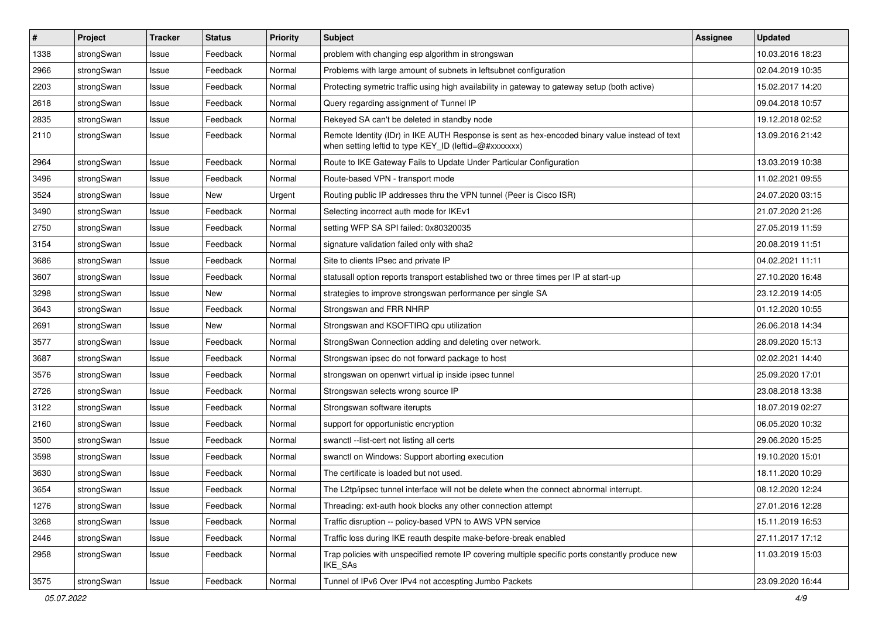| # | Project | Tracker | Status | Priority | Subject | Assignee | Updated |
| --- | --- | --- | --- | --- | --- | --- | --- |
| 1338 | strongSwan | Issue | Feedback | Normal | problem with changing esp algorithm in strongswan | | 10.03.2016 18:23 |
| 2966 | strongSwan | Issue | Feedback | Normal | Problems with large amount of subnets in leftsubnet configuration | | 02.04.2019 10:35 |
| 2203 | strongSwan | Issue | Feedback | Normal | Protecting symetric traffic using high availability in gateway to gateway setup (both active) | | 15.02.2017 14:20 |
| 2618 | strongSwan | Issue | Feedback | Normal | Query regarding assignment of Tunnel IP | | 09.04.2018 10:57 |
| 2835 | strongSwan | Issue | Feedback | Normal | Rekeyed SA can't be deleted in standby node | | 19.12.2018 02:52 |
| 2110 | strongSwan | Issue | Feedback | Normal | Remote Identity (IDr) in IKE AUTH Response is sent as hex-encoded binary value instead of text when setting leftid to type KEY_ID (leftid=@#xxxxxxx) | | 13.09.2016 21:42 |
| 2964 | strongSwan | Issue | Feedback | Normal | Route to IKE Gateway Fails to Update Under Particular Configuration | | 13.03.2019 10:38 |
| 3496 | strongSwan | Issue | Feedback | Normal | Route-based VPN - transport mode | | 11.02.2021 09:55 |
| 3524 | strongSwan | Issue | New | Urgent | Routing public IP addresses thru the VPN tunnel (Peer is Cisco ISR) | | 24.07.2020 03:15 |
| 3490 | strongSwan | Issue | Feedback | Normal | Selecting incorrect auth mode for IKEv1 | | 21.07.2020 21:26 |
| 2750 | strongSwan | Issue | Feedback | Normal | setting WFP SA SPI failed: 0x80320035 | | 27.05.2019 11:59 |
| 3154 | strongSwan | Issue | Feedback | Normal | signature validation failed only with sha2 | | 20.08.2019 11:51 |
| 3686 | strongSwan | Issue | Feedback | Normal | Site to clients IPsec and private IP | | 04.02.2021 11:11 |
| 3607 | strongSwan | Issue | Feedback | Normal | statusall option reports transport established two or three times per IP at start-up | | 27.10.2020 16:48 |
| 3298 | strongSwan | Issue | New | Normal | strategies to improve strongswan performance per single SA | | 23.12.2019 14:05 |
| 3643 | strongSwan | Issue | Feedback | Normal | Strongswan and FRR NHRP | | 01.12.2020 10:55 |
| 2691 | strongSwan | Issue | New | Normal | Strongswan and KSOFTIRQ cpu utilization | | 26.06.2018 14:34 |
| 3577 | strongSwan | Issue | Feedback | Normal | StrongSwan Connection adding and deleting over network. | | 28.09.2020 15:13 |
| 3687 | strongSwan | Issue | Feedback | Normal | Strongswan ipsec do not forward package to host | | 02.02.2021 14:40 |
| 3576 | strongSwan | Issue | Feedback | Normal | strongswan on openwrt virtual ip inside ipsec tunnel | | 25.09.2020 17:01 |
| 2726 | strongSwan | Issue | Feedback | Normal | Strongswan selects wrong source IP | | 23.08.2018 13:38 |
| 3122 | strongSwan | Issue | Feedback | Normal | Strongswan software iterupts | | 18.07.2019 02:27 |
| 2160 | strongSwan | Issue | Feedback | Normal | support for opportunistic encryption | | 06.05.2020 10:32 |
| 3500 | strongSwan | Issue | Feedback | Normal | swanctl --list-cert not listing all certs | | 29.06.2020 15:25 |
| 3598 | strongSwan | Issue | Feedback | Normal | swanctl on Windows: Support aborting execution | | 19.10.2020 15:01 |
| 3630 | strongSwan | Issue | Feedback | Normal | The certificate is loaded but not used. | | 18.11.2020 10:29 |
| 3654 | strongSwan | Issue | Feedback | Normal | The L2tp/ipsec tunnel interface will not be delete when the connect abnormal interrupt. | | 08.12.2020 12:24 |
| 1276 | strongSwan | Issue | Feedback | Normal | Threading: ext-auth hook blocks any other connection attempt | | 27.01.2016 12:28 |
| 3268 | strongSwan | Issue | Feedback | Normal | Traffic disruption -- policy-based VPN to AWS VPN service | | 15.11.2019 16:53 |
| 2446 | strongSwan | Issue | Feedback | Normal | Traffic loss during IKE reauth despite make-before-break enabled | | 27.11.2017 17:12 |
| 2958 | strongSwan | Issue | Feedback | Normal | Trap policies with unspecified remote IP covering multiple specific ports constantly produce new IKE_SAs | | 11.03.2019 15:03 |
| 3575 | strongSwan | Issue | Feedback | Normal | Tunnel of IPv6 Over IPv4 not accespting Jumbo Packets | | 23.09.2020 16:44 |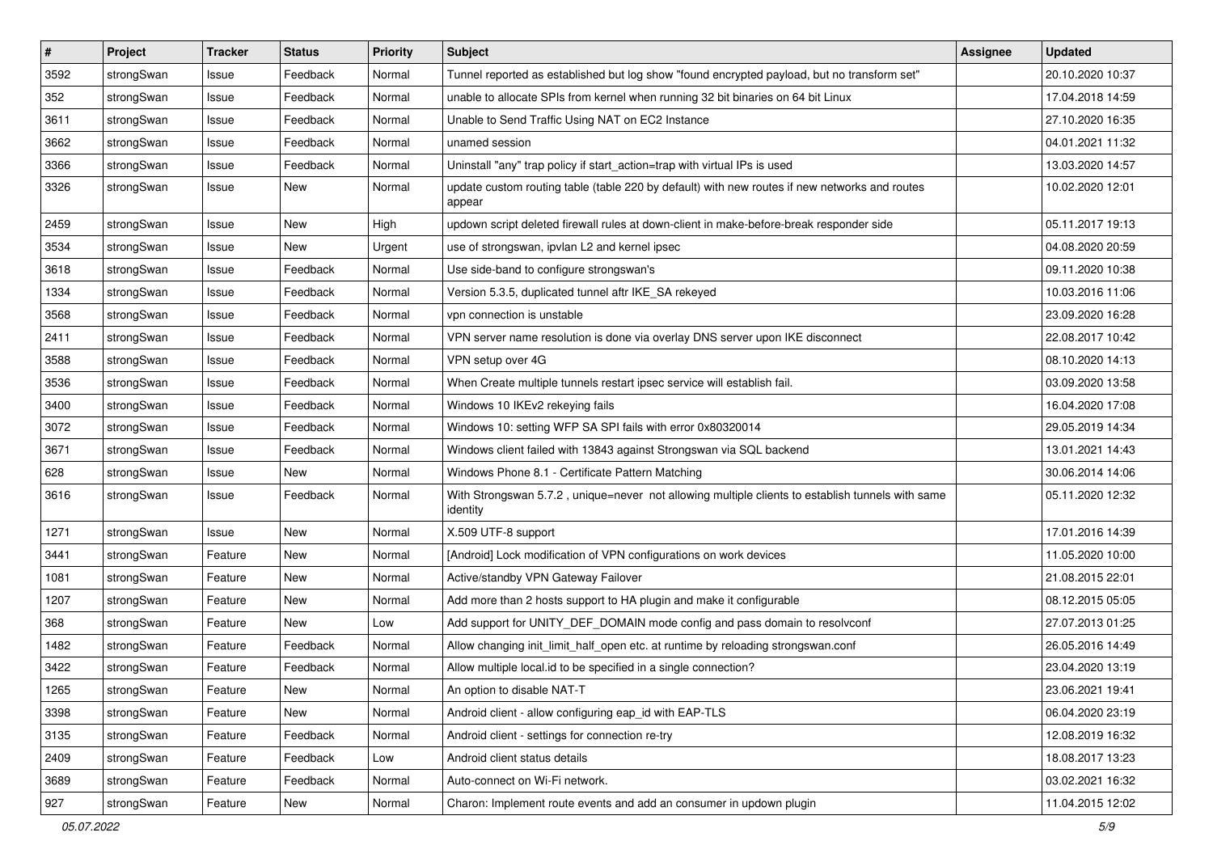| # | Project | Tracker | Status | Priority | Subject | Assignee | Updated |
|---|---|---|---|---|---|---|---|
| 3592 | strongSwan | Issue | Feedback | Normal | Tunnel reported as established but log show "found encrypted payload, but no transform set" | | 20.10.2020 10:37 |
| 352 | strongSwan | Issue | Feedback | Normal | unable to allocate SPIs from kernel when running 32 bit binaries on 64 bit Linux | | 17.04.2018 14:59 |
| 3611 | strongSwan | Issue | Feedback | Normal | Unable to Send Traffic Using NAT on EC2 Instance | | 27.10.2020 16:35 |
| 3662 | strongSwan | Issue | Feedback | Normal | unamed session | | 04.01.2021 11:32 |
| 3366 | strongSwan | Issue | Feedback | Normal | Uninstall "any" trap policy if start_action=trap with virtual IPs is used | | 13.03.2020 14:57 |
| 3326 | strongSwan | Issue | New | Normal | update custom routing table (table 220 by default) with new routes if new networks and routes appear | | 10.02.2020 12:01 |
| 2459 | strongSwan | Issue | New | High | updown script deleted firewall rules at down-client in make-before-break responder side | | 05.11.2017 19:13 |
| 3534 | strongSwan | Issue | New | Urgent | use of strongswan, ipvlan L2 and kernel ipsec | | 04.08.2020 20:59 |
| 3618 | strongSwan | Issue | Feedback | Normal | Use side-band to configure strongswan's | | 09.11.2020 10:38 |
| 1334 | strongSwan | Issue | Feedback | Normal | Version 5.3.5, duplicated tunnel aftr IKE_SA rekeyed | | 10.03.2016 11:06 |
| 3568 | strongSwan | Issue | Feedback | Normal | vpn connection is unstable | | 23.09.2020 16:28 |
| 2411 | strongSwan | Issue | Feedback | Normal | VPN server name resolution is done via overlay DNS server upon IKE disconnect | | 22.08.2017 10:42 |
| 3588 | strongSwan | Issue | Feedback | Normal | VPN setup over 4G | | 08.10.2020 14:13 |
| 3536 | strongSwan | Issue | Feedback | Normal | When Create multiple tunnels restart ipsec service will establish fail. | | 03.09.2020 13:58 |
| 3400 | strongSwan | Issue | Feedback | Normal | Windows 10 IKEv2 rekeying fails | | 16.04.2020 17:08 |
| 3072 | strongSwan | Issue | Feedback | Normal | Windows 10: setting WFP SA SPI fails with error 0x80320014 | | 29.05.2019 14:34 |
| 3671 | strongSwan | Issue | Feedback | Normal | Windows client failed with 13843 against Strongswan via SQL backend | | 13.01.2021 14:43 |
| 628 | strongSwan | Issue | New | Normal | Windows Phone 8.1 - Certificate Pattern Matching | | 30.06.2014 14:06 |
| 3616 | strongSwan | Issue | Feedback | Normal | With Strongswan 5.7.2 , unique=never not allowing multiple clients to establish tunnels with same identity | | 05.11.2020 12:32 |
| 1271 | strongSwan | Issue | New | Normal | X.509 UTF-8 support | | 17.01.2016 14:39 |
| 3441 | strongSwan | Feature | New | Normal | [Android] Lock modification of VPN configurations on work devices | | 11.05.2020 10:00 |
| 1081 | strongSwan | Feature | New | Normal | Active/standby VPN Gateway Failover | | 21.08.2015 22:01 |
| 1207 | strongSwan | Feature | New | Normal | Add more than 2 hosts support to HA plugin and make it configurable | | 08.12.2015 05:05 |
| 368 | strongSwan | Feature | New | Low | Add support for UNITY_DEF_DOMAIN mode config and pass domain to resolvconf | | 27.07.2013 01:25 |
| 1482 | strongSwan | Feature | Feedback | Normal | Allow changing init_limit_half_open etc. at runtime by reloading strongswan.conf | | 26.05.2016 14:49 |
| 3422 | strongSwan | Feature | Feedback | Normal | Allow multiple local.id to be specified in a single connection? | | 23.04.2020 13:19 |
| 1265 | strongSwan | Feature | New | Normal | An option to disable NAT-T | | 23.06.2021 19:41 |
| 3398 | strongSwan | Feature | New | Normal | Android client - allow configuring eap_id with EAP-TLS | | 06.04.2020 23:19 |
| 3135 | strongSwan | Feature | Feedback | Normal | Android client - settings for connection re-try | | 12.08.2019 16:32 |
| 2409 | strongSwan | Feature | Feedback | Low | Android client status details | | 18.08.2017 13:23 |
| 3689 | strongSwan | Feature | Feedback | Normal | Auto-connect on Wi-Fi network. | | 03.02.2021 16:32 |
| 927 | strongSwan | Feature | New | Normal | Charon: Implement route events and add an consumer in updown plugin | | 11.04.2015 12:02 |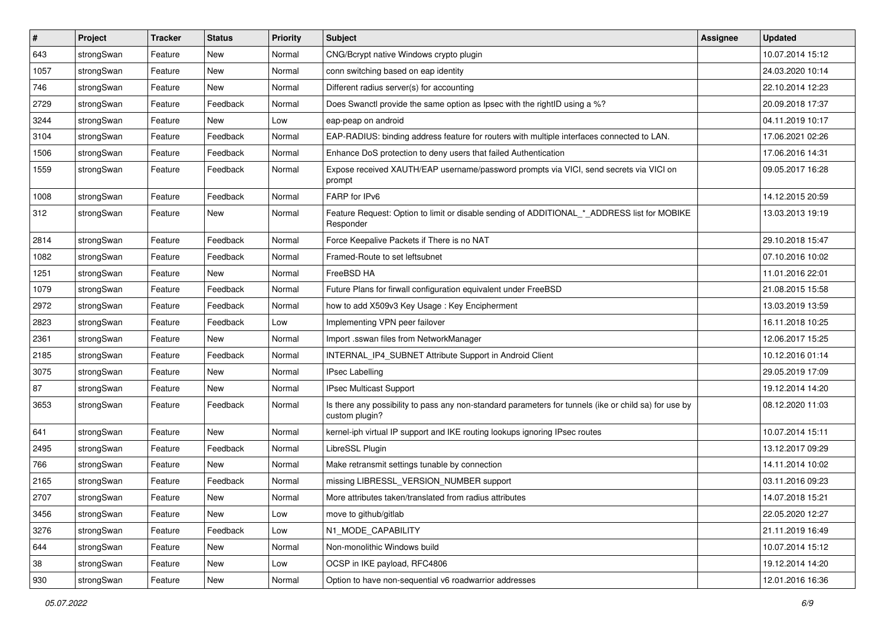| # | Project | Tracker | Status | Priority | Subject | Assignee | Updated |
|---|---|---|---|---|---|---|---|
| 643 | strongSwan | Feature | New | Normal | CNG/Bcrypt native Windows crypto plugin | | 10.07.2014 15:12 |
| 1057 | strongSwan | Feature | New | Normal | conn switching based on eap identity | | 24.03.2020 10:14 |
| 746 | strongSwan | Feature | New | Normal | Different radius server(s) for accounting | | 22.10.2014 12:23 |
| 2729 | strongSwan | Feature | Feedback | Normal | Does Swanctl provide the same option as Ipsec with the rightID using a %? | | 20.09.2018 17:37 |
| 3244 | strongSwan | Feature | New | Low | eap-peap on android | | 04.11.2019 10:17 |
| 3104 | strongSwan | Feature | Feedback | Normal | EAP-RADIUS: binding address feature for routers with multiple interfaces connected to LAN. | | 17.06.2021 02:26 |
| 1506 | strongSwan | Feature | Feedback | Normal | Enhance DoS protection to deny users that failed Authentication | | 17.06.2016 14:31 |
| 1559 | strongSwan | Feature | Feedback | Normal | Expose received XAUTH/EAP username/password prompts via VICI, send secrets via VICI on prompt | | 09.05.2017 16:28 |
| 1008 | strongSwan | Feature | Feedback | Normal | FARP for IPv6 | | 14.12.2015 20:59 |
| 312 | strongSwan | Feature | New | Normal | Feature Request: Option to limit or disable sending of ADDITIONAL_*_ADDRESS list for MOBIKE Responder | | 13.03.2013 19:19 |
| 2814 | strongSwan | Feature | Feedback | Normal | Force Keepalive Packets if There is no NAT | | 29.10.2018 15:47 |
| 1082 | strongSwan | Feature | Feedback | Normal | Framed-Route to set leftsubnet | | 07.10.2016 10:02 |
| 1251 | strongSwan | Feature | New | Normal | FreeBSD HA | | 11.01.2016 22:01 |
| 1079 | strongSwan | Feature | Feedback | Normal | Future Plans for firwall configuration equivalent under FreeBSD | | 21.08.2015 15:58 |
| 2972 | strongSwan | Feature | Feedback | Normal | how to add X509v3 Key Usage : Key Encipherment | | 13.03.2019 13:59 |
| 2823 | strongSwan | Feature | Feedback | Low | Implementing VPN peer failover | | 16.11.2018 10:25 |
| 2361 | strongSwan | Feature | New | Normal | Import .sswan files from NetworkManager | | 12.06.2017 15:25 |
| 2185 | strongSwan | Feature | Feedback | Normal | INTERNAL_IP4_SUBNET Attribute Support in Android Client | | 10.12.2016 01:14 |
| 3075 | strongSwan | Feature | New | Normal | IPsec Labelling | | 29.05.2019 17:09 |
| 87 | strongSwan | Feature | New | Normal | IPsec Multicast Support | | 19.12.2014 14:20 |
| 3653 | strongSwan | Feature | Feedback | Normal | Is there any possibility to pass any non-standard parameters for tunnels (ike or child sa) for use by custom plugin? | | 08.12.2020 11:03 |
| 641 | strongSwan | Feature | New | Normal | kernel-iph virtual IP support and IKE routing lookups ignoring IPsec routes | | 10.07.2014 15:11 |
| 2495 | strongSwan | Feature | Feedback | Normal | LibreSSL Plugin | | 13.12.2017 09:29 |
| 766 | strongSwan | Feature | New | Normal | Make retransmit settings tunable by connection | | 14.11.2014 10:02 |
| 2165 | strongSwan | Feature | Feedback | Normal | missing LIBRESSL_VERSION_NUMBER support | | 03.11.2016 09:23 |
| 2707 | strongSwan | Feature | New | Normal | More attributes taken/translated from radius attributes | | 14.07.2018 15:21 |
| 3456 | strongSwan | Feature | New | Low | move to github/gitlab | | 22.05.2020 12:27 |
| 3276 | strongSwan | Feature | Feedback | Low | N1_MODE_CAPABILITY | | 21.11.2019 16:49 |
| 644 | strongSwan | Feature | New | Normal | Non-monolithic Windows build | | 10.07.2014 15:12 |
| 38 | strongSwan | Feature | New | Low | OCSP in IKE payload, RFC4806 | | 19.12.2014 14:20 |
| 930 | strongSwan | Feature | New | Normal | Option to have non-sequential v6 roadwarrior addresses | | 12.01.2016 16:36 |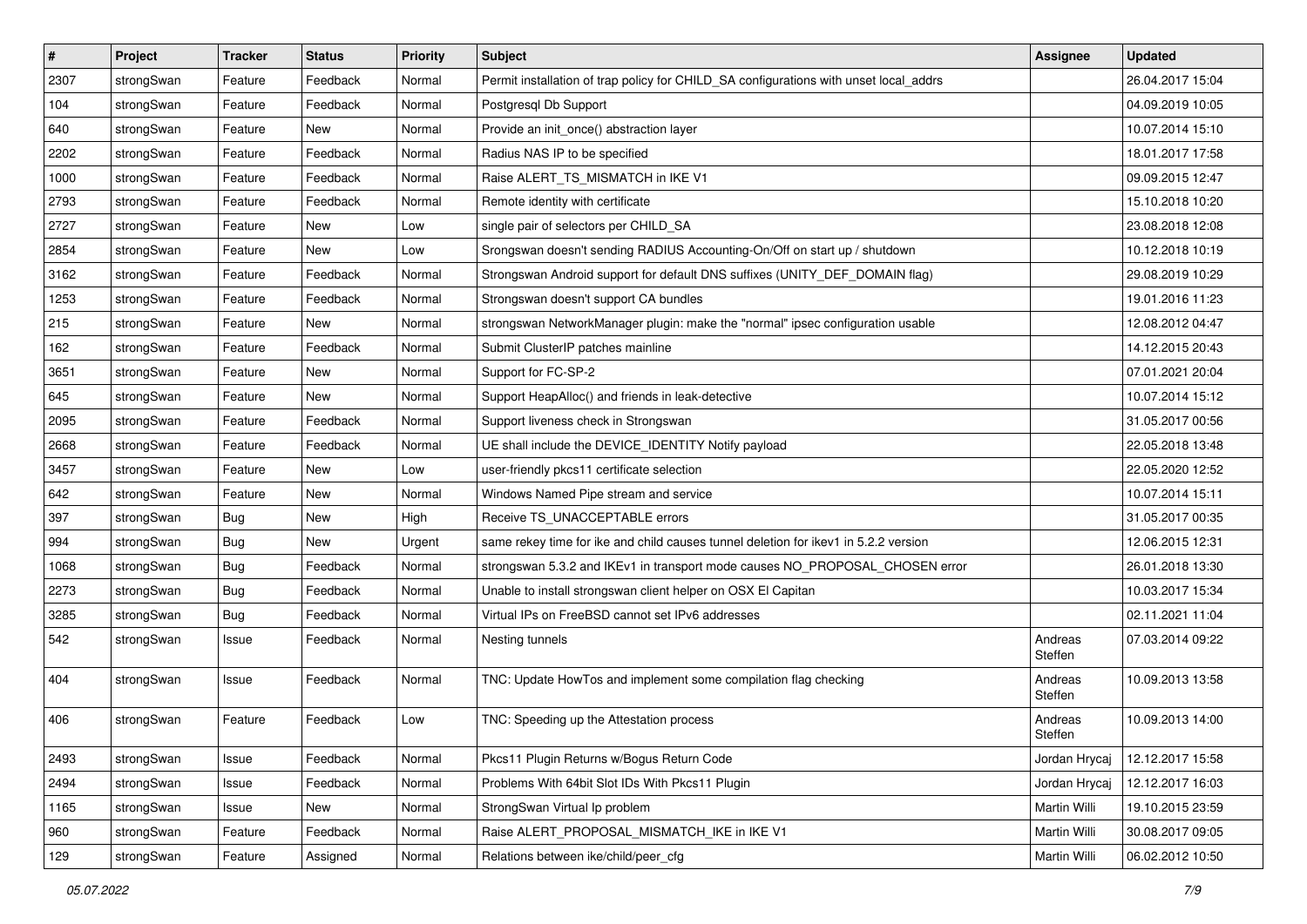| # | Project | Tracker | Status | Priority | Subject | Assignee | Updated |
| --- | --- | --- | --- | --- | --- | --- | --- |
| 2307 | strongSwan | Feature | Feedback | Normal | Permit installation of trap policy for CHILD_SA configurations with unset local_addrs | | 26.04.2017 15:04 |
| 104 | strongSwan | Feature | Feedback | Normal | Postgresql Db Support | | 04.09.2019 10:05 |
| 640 | strongSwan | Feature | New | Normal | Provide an init_once() abstraction layer | | 10.07.2014 15:10 |
| 2202 | strongSwan | Feature | Feedback | Normal | Radius NAS IP to be specified | | 18.01.2017 17:58 |
| 1000 | strongSwan | Feature | Feedback | Normal | Raise ALERT_TS_MISMATCH in IKE V1 | | 09.09.2015 12:47 |
| 2793 | strongSwan | Feature | Feedback | Normal | Remote identity with certificate | | 15.10.2018 10:20 |
| 2727 | strongSwan | Feature | New | Low | single pair of selectors per CHILD_SA | | 23.08.2018 12:08 |
| 2854 | strongSwan | Feature | New | Low | Srongswan doesn't sending RADIUS Accounting-On/Off on start up / shutdown | | 10.12.2018 10:19 |
| 3162 | strongSwan | Feature | Feedback | Normal | Strongswan Android support for default DNS suffixes (UNITY_DEF_DOMAIN flag) | | 29.08.2019 10:29 |
| 1253 | strongSwan | Feature | Feedback | Normal | Strongswan doesn't support CA bundles | | 19.01.2016 11:23 |
| 215 | strongSwan | Feature | New | Normal | strongswan NetworkManager plugin: make the "normal" ipsec configuration usable | | 12.08.2012 04:47 |
| 162 | strongSwan | Feature | Feedback | Normal | Submit ClusterIP patches mainline | | 14.12.2015 20:43 |
| 3651 | strongSwan | Feature | New | Normal | Support for FC-SP-2 | | 07.01.2021 20:04 |
| 645 | strongSwan | Feature | New | Normal | Support HeapAlloc() and friends in leak-detective | | 10.07.2014 15:12 |
| 2095 | strongSwan | Feature | Feedback | Normal | Support liveness check in Strongswan | | 31.05.2017 00:56 |
| 2668 | strongSwan | Feature | Feedback | Normal | UE shall include the DEVICE_IDENTITY Notify payload | | 22.05.2018 13:48 |
| 3457 | strongSwan | Feature | New | Low | user-friendly pkcs11 certificate selection | | 22.05.2020 12:52 |
| 642 | strongSwan | Feature | New | Normal | Windows Named Pipe stream and service | | 10.07.2014 15:11 |
| 397 | strongSwan | Bug | New | High | Receive TS_UNACCEPTABLE errors | | 31.05.2017 00:35 |
| 994 | strongSwan | Bug | New | Urgent | same rekey time for ike and child causes tunnel deletion for ikev1 in 5.2.2 version | | 12.06.2015 12:31 |
| 1068 | strongSwan | Bug | Feedback | Normal | strongswan 5.3.2 and IKEv1 in transport mode causes NO_PROPOSAL_CHOSEN error | | 26.01.2018 13:30 |
| 2273 | strongSwan | Bug | Feedback | Normal | Unable to install strongswan client helper on OSX El Capitan | | 10.03.2017 15:34 |
| 3285 | strongSwan | Bug | Feedback | Normal | Virtual IPs on FreeBSD cannot set IPv6 addresses | | 02.11.2021 11:04 |
| 542 | strongSwan | Issue | Feedback | Normal | Nesting tunnels | Andreas Steffen | 07.03.2014 09:22 |
| 404 | strongSwan | Issue | Feedback | Normal | TNC: Update HowTos and implement some compilation flag checking | Andreas Steffen | 10.09.2013 13:58 |
| 406 | strongSwan | Feature | Feedback | Low | TNC: Speeding up the Attestation process | Andreas Steffen | 10.09.2013 14:00 |
| 2493 | strongSwan | Issue | Feedback | Normal | Pkcs11 Plugin Returns w/Bogus Return Code | Jordan Hrycaj | 12.12.2017 15:58 |
| 2494 | strongSwan | Issue | Feedback | Normal | Problems With 64bit Slot IDs With Pkcs11 Plugin | Jordan Hrycaj | 12.12.2017 16:03 |
| 1165 | strongSwan | Issue | New | Normal | StrongSwan Virtual Ip problem | Martin Willi | 19.10.2015 23:59 |
| 960 | strongSwan | Feature | Feedback | Normal | Raise ALERT_PROPOSAL_MISMATCH_IKE in IKE V1 | Martin Willi | 30.08.2017 09:05 |
| 129 | strongSwan | Feature | Assigned | Normal | Relations between ike/child/peer_cfg | Martin Willi | 06.02.2012 10:50 |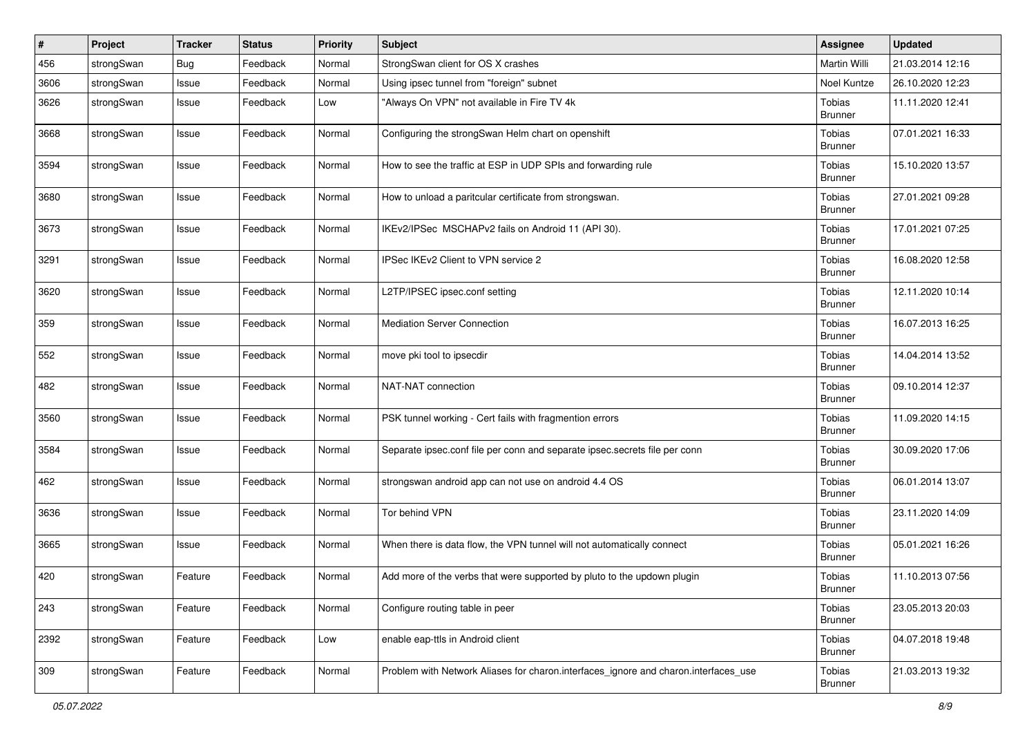| # | Project | Tracker | Status | Priority | Subject | Assignee | Updated |
|---|---|---|---|---|---|---|---|
| 456 | strongSwan | Bug | Feedback | Normal | StrongSwan client for OS X crashes | Martin Willi | 21.03.2014 12:16 |
| 3606 | strongSwan | Issue | Feedback | Normal | Using ipsec tunnel from "foreign" subnet | Noel Kuntze | 26.10.2020 12:23 |
| 3626 | strongSwan | Issue | Feedback | Low | "Always On VPN" not available in Fire TV 4k | Tobias Brunner | 11.11.2020 12:41 |
| 3668 | strongSwan | Issue | Feedback | Normal | Configuring the strongSwan Helm chart on openshift | Tobias Brunner | 07.01.2021 16:33 |
| 3594 | strongSwan | Issue | Feedback | Normal | How to see the traffic at ESP in UDP SPIs and forwarding rule | Tobias Brunner | 15.10.2020 13:57 |
| 3680 | strongSwan | Issue | Feedback | Normal | How to unload a paritcular certificate from strongswan. | Tobias Brunner | 27.01.2021 09:28 |
| 3673 | strongSwan | Issue | Feedback | Normal | IKEv2/IPSec MSCHAPv2 fails on Android 11 (API 30). | Tobias Brunner | 17.01.2021 07:25 |
| 3291 | strongSwan | Issue | Feedback | Normal | IPSec IKEv2 Client to VPN service 2 | Tobias Brunner | 16.08.2020 12:58 |
| 3620 | strongSwan | Issue | Feedback | Normal | L2TP/IPSEC ipsec.conf setting | Tobias Brunner | 12.11.2020 10:14 |
| 359 | strongSwan | Issue | Feedback | Normal | Mediation Server Connection | Tobias Brunner | 16.07.2013 16:25 |
| 552 | strongSwan | Issue | Feedback | Normal | move pki tool to ipsecdir | Tobias Brunner | 14.04.2014 13:52 |
| 482 | strongSwan | Issue | Feedback | Normal | NAT-NAT connection | Tobias Brunner | 09.10.2014 12:37 |
| 3560 | strongSwan | Issue | Feedback | Normal | PSK tunnel working - Cert fails with fragmention errors | Tobias Brunner | 11.09.2020 14:15 |
| 3584 | strongSwan | Issue | Feedback | Normal | Separate ipsec.conf file per conn and separate ipsec.secrets file per conn | Tobias Brunner | 30.09.2020 17:06 |
| 462 | strongSwan | Issue | Feedback | Normal | strongswan android app can not use on android 4.4 OS | Tobias Brunner | 06.01.2014 13:07 |
| 3636 | strongSwan | Issue | Feedback | Normal | Tor behind VPN | Tobias Brunner | 23.11.2020 14:09 |
| 3665 | strongSwan | Issue | Feedback | Normal | When there is data flow, the VPN tunnel will not automatically connect | Tobias Brunner | 05.01.2021 16:26 |
| 420 | strongSwan | Feature | Feedback | Normal | Add more of the verbs that were supported by pluto to the updown plugin | Tobias Brunner | 11.10.2013 07:56 |
| 243 | strongSwan | Feature | Feedback | Normal | Configure routing table in peer | Tobias Brunner | 23.05.2013 20:03 |
| 2392 | strongSwan | Feature | Feedback | Low | enable eap-ttls in Android client | Tobias Brunner | 04.07.2018 19:48 |
| 309 | strongSwan | Feature | Feedback | Normal | Problem with Network Aliases for charon.interfaces_ignore and charon.interfaces_use | Tobias Brunner | 21.03.2013 19:32 |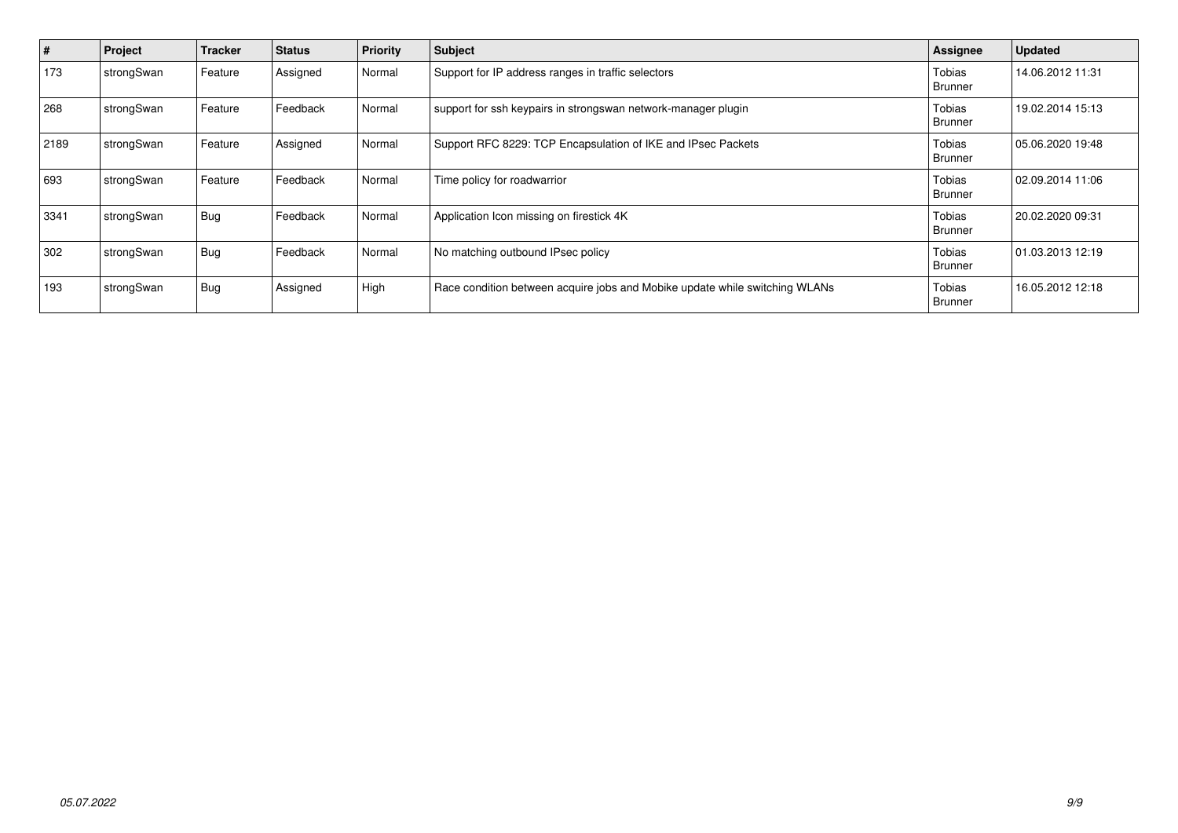| # | Project | Tracker | Status | Priority | Subject | Assignee | Updated |
|---|---|---|---|---|---|---|---|
| 173 | strongSwan | Feature | Assigned | Normal | Support for IP address ranges in traffic selectors | Tobias Brunner | 14.06.2012 11:31 |
| 268 | strongSwan | Feature | Feedback | Normal | support for ssh keypairs in strongswan network-manager plugin | Tobias Brunner | 19.02.2014 15:13 |
| 2189 | strongSwan | Feature | Assigned | Normal | Support RFC 8229: TCP Encapsulation of IKE and IPsec Packets | Tobias Brunner | 05.06.2020 19:48 |
| 693 | strongSwan | Feature | Feedback | Normal | Time policy for roadwarrior | Tobias Brunner | 02.09.2014 11:06 |
| 3341 | strongSwan | Bug | Feedback | Normal | Application Icon missing on firestick 4K | Tobias Brunner | 20.02.2020 09:31 |
| 302 | strongSwan | Bug | Feedback | Normal | No matching outbound IPsec policy | Tobias Brunner | 01.03.2013 12:19 |
| 193 | strongSwan | Bug | Assigned | High | Race condition between acquire jobs and Mobike update while switching WLANs | Tobias Brunner | 16.05.2012 12:18 |

*05.07.2022*